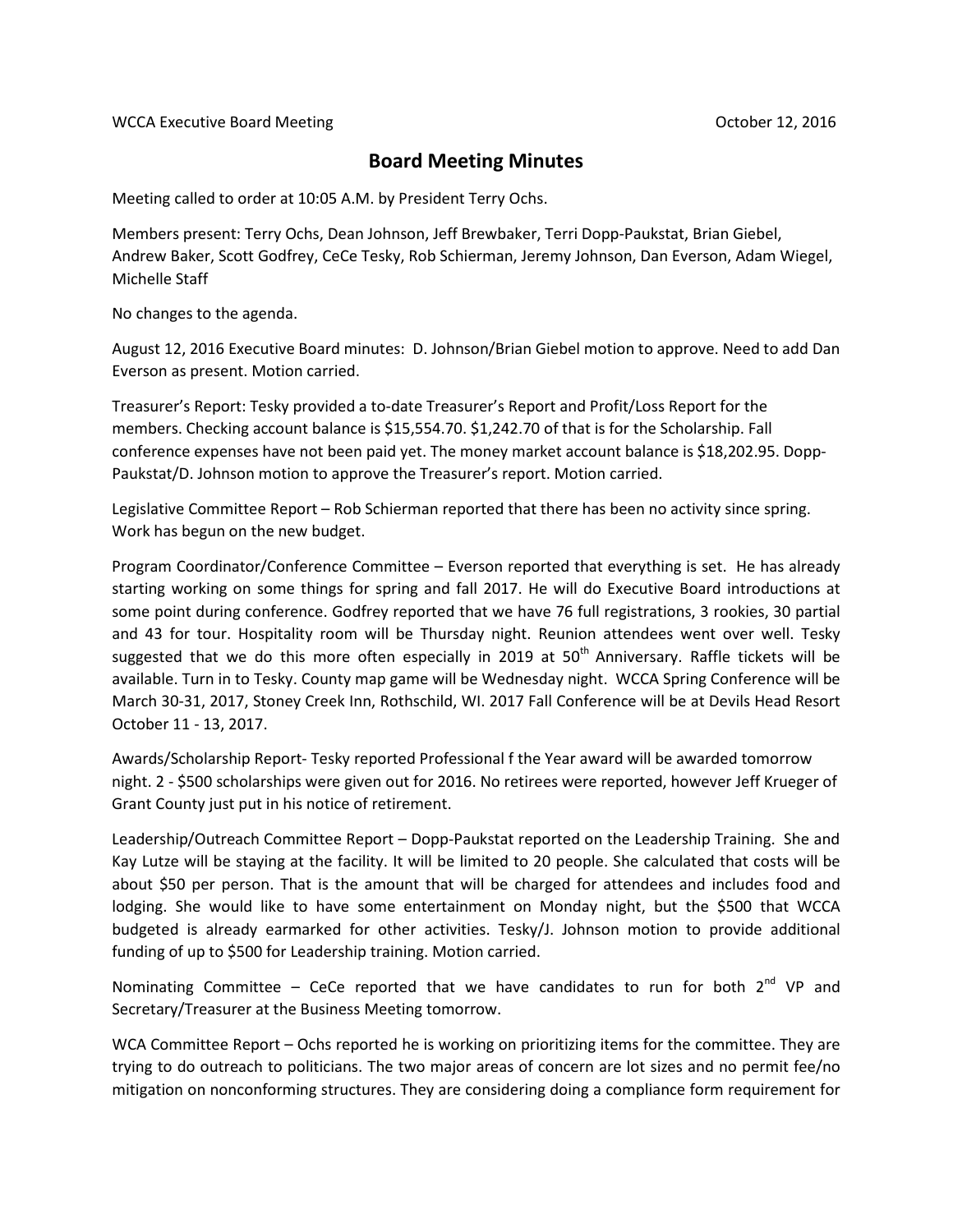WCCA Executive Board Meeting October 12, 2016

# Board Meeting Minutes

Meeting called to order at 10:05 A.M. by President Terry Ochs.

Members present: Terry Ochs, Dean Johnson, Jeff Brewbaker, Terri Dopp-Paukstat, Brian Giebel, Andrew Baker, Scott Godfrey, CeCe Tesky, Rob Schierman, Jeremy Johnson, Dan Everson, Adam Wiegel, Michelle Staff

No changes to the agenda.

August 12, 2016 Executive Board minutes: D. Johnson/Brian Giebel motion to approve. Need to add Dan Everson as present. Motion carried.

Treasurer's Report: Tesky provided a to-date Treasurer's Report and Profit/Loss Report for the members. Checking account balance is $15,554.70. $1,242.70 of that is for the Scholarship. Fall conference expenses have not been paid yet. The money market account balance is $18,202.95. Dopp-Paukstat/D. Johnson motion to approve the Treasurer's report. Motion carried.

Legislative Committee Report – Rob Schierman reported that there has been no activity since spring. Work has begun on the new budget.

Program Coordinator/Conference Committee – Everson reported that everything is set. He has already starting working on some things for spring and fall 2017. He will do Executive Board introductions at some point during conference. Godfrey reported that we have 76 full registrations, 3 rookies, 30 partial and 43 for tour. Hospitality room will be Thursday night. Reunion attendees went over well. Tesky suggested that we do this more often especially in 2019 at 50th Anniversary. Raffle tickets will be available. Turn in to Tesky. County map game will be Wednesday night. WCCA Spring Conference will be March 30-31, 2017, Stoney Creek Inn, Rothschild, WI. 2017 Fall Conference will be at Devils Head Resort October 11 - 13, 2017.

Awards/Scholarship Report- Tesky reported Professional f the Year award will be awarded tomorrow night. 2 - $500 scholarships were given out for 2016. No retirees were reported, however Jeff Krueger of Grant County just put in his notice of retirement.

Leadership/Outreach Committee Report – Dopp-Paukstat reported on the Leadership Training. She and Kay Lutze will be staying at the facility. It will be limited to 20 people. She calculated that costs will be about $50 per person. That is the amount that will be charged for attendees and includes food and lodging. She would like to have some entertainment on Monday night, but the $500 that WCCA budgeted is already earmarked for other activities. Tesky/J. Johnson motion to provide additional funding of up to $500 for Leadership training. Motion carried.

Nominating Committee – CeCe reported that we have candidates to run for both 2nd VP and Secretary/Treasurer at the Business Meeting tomorrow.

WCA Committee Report – Ochs reported he is working on prioritizing items for the committee. They are trying to do outreach to politicians. The two major areas of concern are lot sizes and no permit fee/no mitigation on nonconforming structures. They are considering doing a compliance form requirement for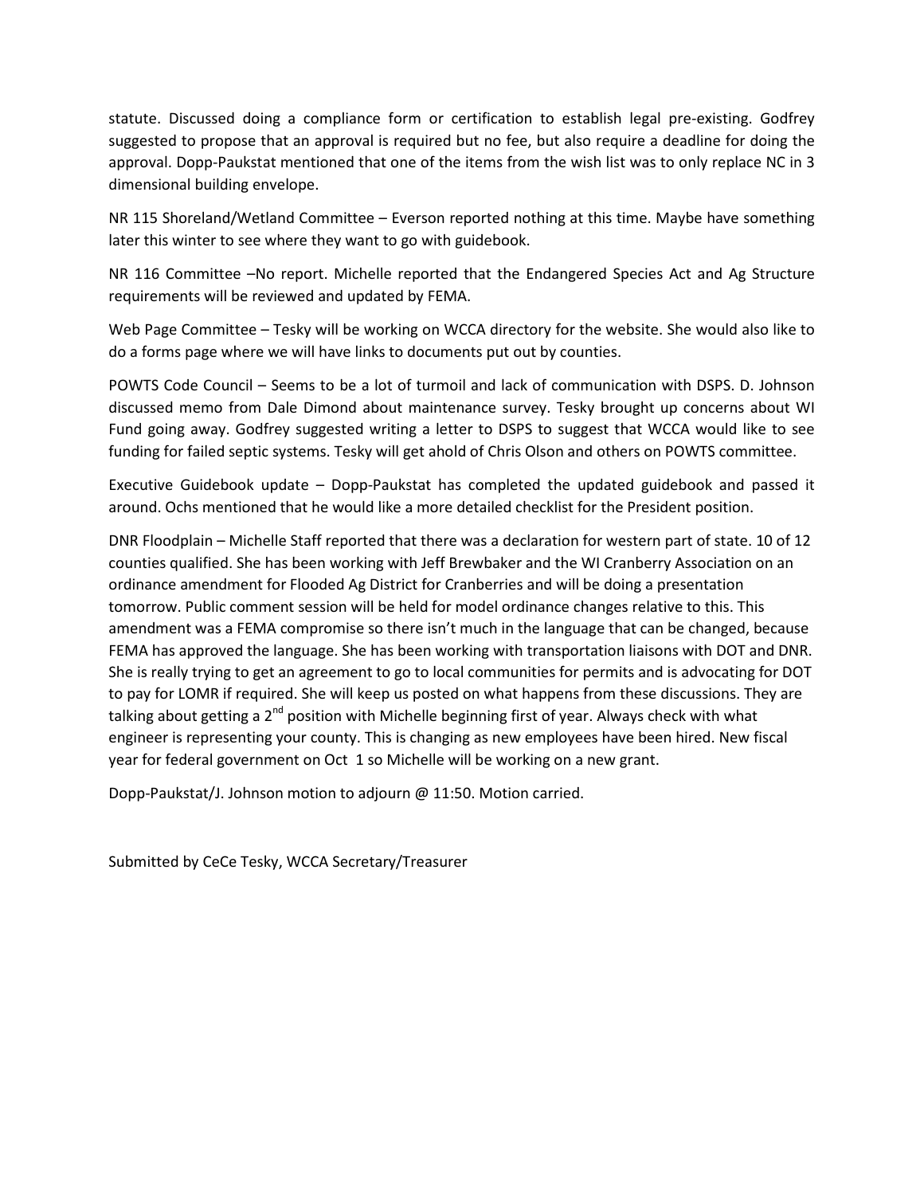statute. Discussed doing a compliance form or certification to establish legal pre-existing. Godfrey suggested to propose that an approval is required but no fee, but also require a deadline for doing the approval. Dopp-Paukstat mentioned that one of the items from the wish list was to only replace NC in 3 dimensional building envelope.

NR 115 Shoreland/Wetland Committee – Everson reported nothing at this time. Maybe have something later this winter to see where they want to go with guidebook.

NR 116 Committee –No report. Michelle reported that the Endangered Species Act and Ag Structure requirements will be reviewed and updated by FEMA.

Web Page Committee – Tesky will be working on WCCA directory for the website. She would also like to do a forms page where we will have links to documents put out by counties.

POWTS Code Council – Seems to be a lot of turmoil and lack of communication with DSPS. D. Johnson discussed memo from Dale Dimond about maintenance survey. Tesky brought up concerns about WI Fund going away. Godfrey suggested writing a letter to DSPS to suggest that WCCA would like to see funding for failed septic systems. Tesky will get ahold of Chris Olson and others on POWTS committee.

Executive Guidebook update – Dopp-Paukstat has completed the updated guidebook and passed it around. Ochs mentioned that he would like a more detailed checklist for the President position.

DNR Floodplain – Michelle Staff reported that there was a declaration for western part of state. 10 of 12 counties qualified. She has been working with Jeff Brewbaker and the WI Cranberry Association on an ordinance amendment for Flooded Ag District for Cranberries and will be doing a presentation tomorrow. Public comment session will be held for model ordinance changes relative to this. This amendment was a FEMA compromise so there isn't much in the language that can be changed, because FEMA has approved the language. She has been working with transportation liaisons with DOT and DNR. She is really trying to get an agreement to go to local communities for permits and is advocating for DOT to pay for LOMR if required. She will keep us posted on what happens from these discussions. They are talking about getting a 2nd position with Michelle beginning first of year. Always check with what engineer is representing your county. This is changing as new employees have been hired. New fiscal year for federal government on Oct 1 so Michelle will be working on a new grant.

Dopp-Paukstat/J. Johnson motion to adjourn @ 11:50. Motion carried.

Submitted by CeCe Tesky, WCCA Secretary/Treasurer